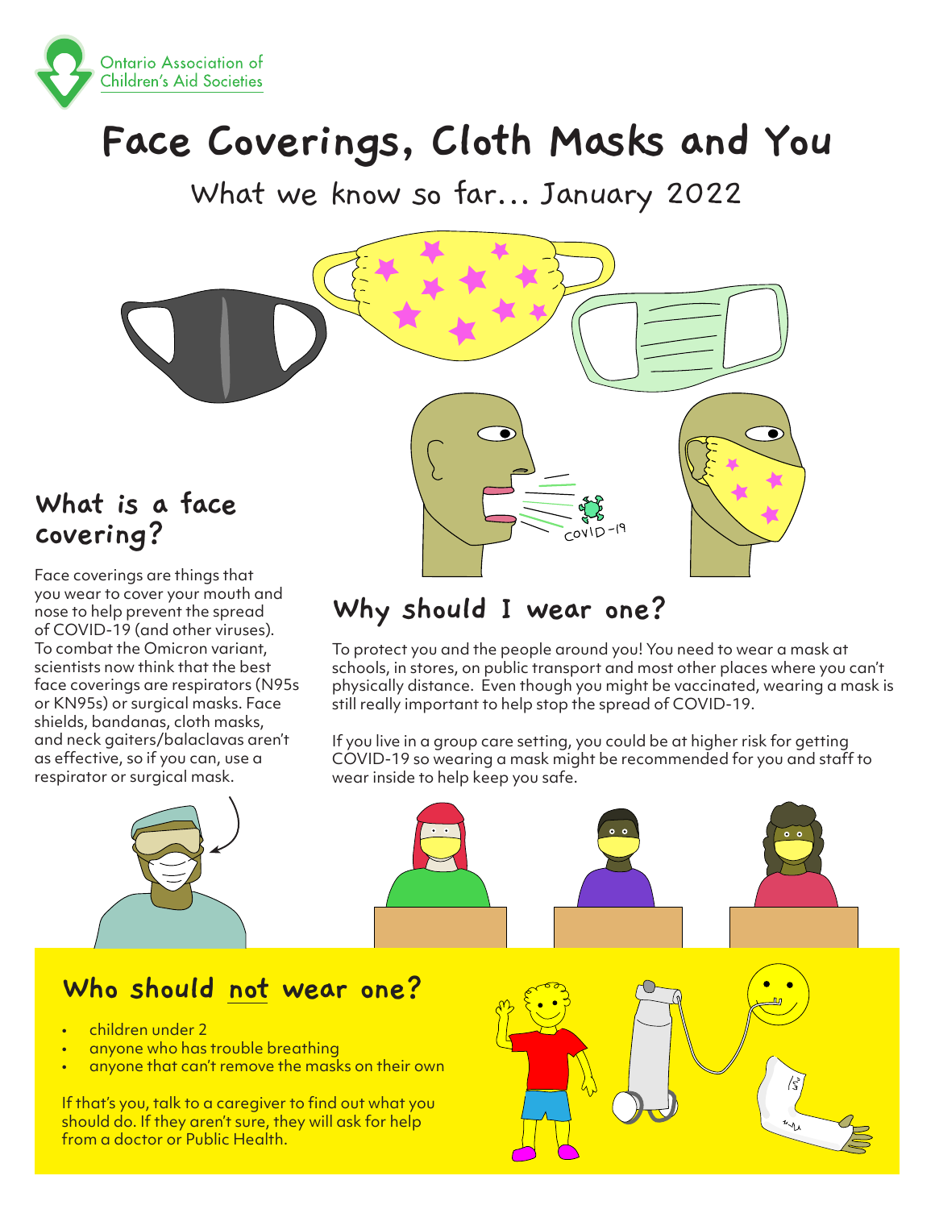Ontario Association of Children's Aid Societies

# Face Coverings, Cloth Masks and You

What we know so far... January 2022

## What is a face covering?

Face coverings are things that you wear to cover your mouth and nose to help prevent the spread of COVID-19 (and other viruses). To combat the Omicron variant, scientists now think that the best face coverings are respirators (N95s or KN95s) or surgical masks. Face shields, bandanas, cloth masks, and neck gaiters/balaclavas aren't as effective, so if you can, use a respirator or surgical mask.

## Why should I wear one?

To protect you and the people around you! You need to wear a mask at schools, in stores, on public transport and most other places where you can't physically distance. Even though you might be vaccinated, wearing a mask is still really important to help stop the spread of COVID-19.

If you live in a group care setting, you could be at higher risk for getting COVID-19 so wearing a mask might be recommended for you and staff to wear inside to help keep you safe.

## Who should not wear one?

- children under 2
- anyone who has trouble breathing
- anyone that can't remove the masks on their own

If that's you, talk to a caregiver to find out what you should do. If they aren't sure, they will ask for help from a doctor or Public Health.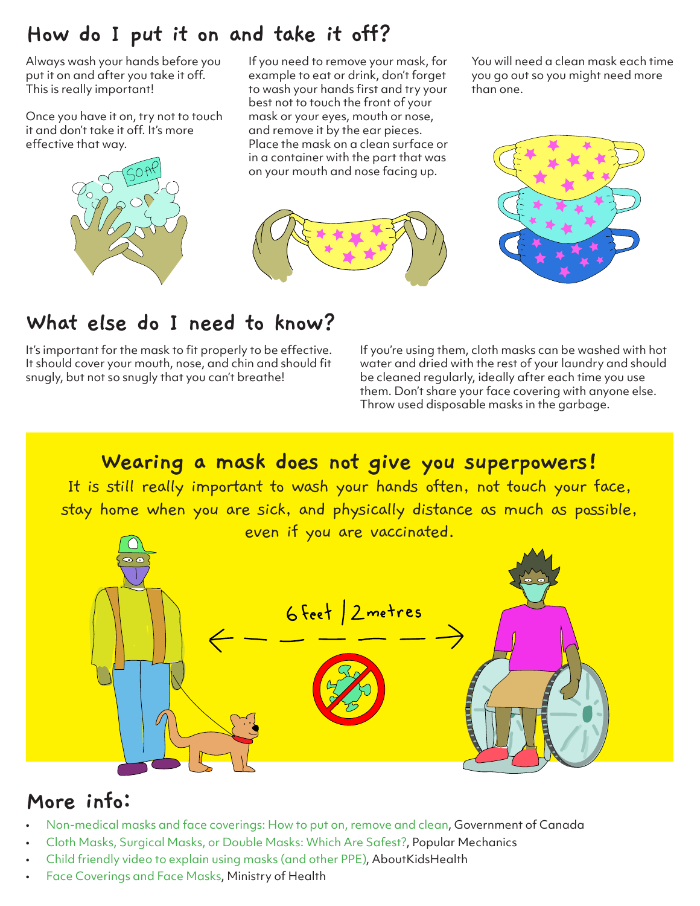## How do I put it on and take it off?

Always wash your hands before you put it on and after you take it off. This is really important!

Once you have it on, try not to touch it and don't take it off. It's more effective that way.

If you need to remove your mask, for example to eat or drink, don't forget to wash your hands first and try your best not to touch the front of your mask or your eyes, mouth or nose, and remove it by the ear pieces. Place the mask on a clean surface or in a container with the part that was on your mouth and nose facing up.

You will need a clean mask each time you go out so you might need more than one.

## What else do I need to know?

It's important for the mask to fit properly to be effective. It should cover your mouth, nose, and chin and should fit snugly, but not so snugly that you can't breathe!

If you're using them, cloth masks can be washed with hot water and dried with the rest of your laundry and should be cleaned regularly, ideally after each time you use them. Don't share your face covering with anyone else. Throw used disposable masks in the garbage.

**Wearing a mask does not give you superpowers!**

It is still really important to wash your hands often, not touch your face, stay home when you are sick, and physically distance as much as possible, even if you are vaccinated.

6 feet | 2 metres

## More info:

- Non-medical masks and face coverings: How to put on, remove and clean, Government of Canada
- Cloth Masks, Surgical Masks, or Double Masks: Which Are Safest?, Popular Mechanics
- Child friendly video to explain using masks (and other PPE), AboutKidsHealth
- Face Coverings and Face Masks, Ministry of Health